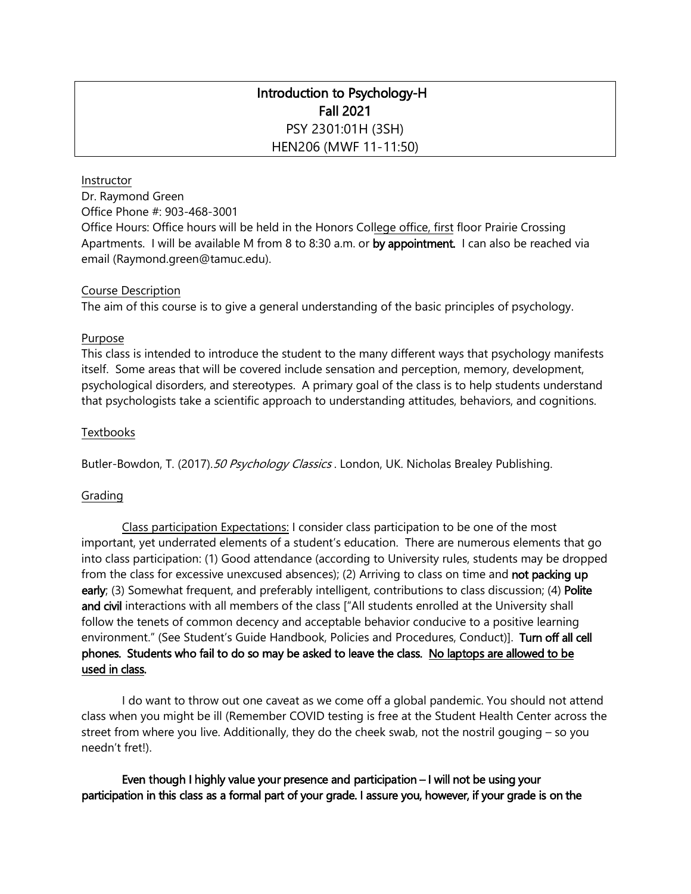# Introduction to Psychology-H
## Fall 2021
PSY 2301:01H (3SH)
HEN206 (MWF 11-11:50)

### Instructor

Dr. Raymond Green
Office Phone #: 903-468-3001
Office Hours: Office hours will be held in the Honors College office, first floor Prairie Crossing Apartments. I will be available M from 8 to 8:30 a.m. or **by appointment.** I can also be reached via email (Raymond.green@tamuc.edu).

### Course Description

The aim of this course is to give a general understanding of the basic principles of psychology.

### Purpose

This class is intended to introduce the student to the many different ways that psychology manifests itself. Some areas that will be covered include sensation and perception, memory, development, psychological disorders, and stereotypes. A primary goal of the class is to help students understand that psychologists take a scientific approach to understanding attitudes, behaviors, and cognitions.

### Textbooks

Butler-Bowdon, T. (2017). *50 Psychology Classics* . London, UK. Nicholas Brealey Publishing.

### Grading

Class participation Expectations: I consider class participation to be one of the most important, yet underrated elements of a student's education. There are numerous elements that go into class participation: (1) Good attendance (according to University rules, students may be dropped from the class for excessive unexcused absences); (2) Arriving to class on time and **not packing up early**; (3) Somewhat frequent, and preferably intelligent, contributions to class discussion; (4) **Polite and civil** interactions with all members of the class ["All students enrolled at the University shall follow the tenets of common decency and acceptable behavior conducive to a positive learning environment." (See Student's Guide Handbook, Policies and Procedures, Conduct)]. **Turn off all cell phones. Students who fail to do so may be asked to leave the class. No laptops are allowed to be used in class.**

I do want to throw out one caveat as we come off a global pandemic. You should not attend class when you might be ill (Remember COVID testing is free at the Student Health Center across the street from where you live. Additionally, they do the cheek swab, not the nostril gouging – so you needn't fret!).

**Even though I highly value your presence and participation – I will not be using your participation in this class as a formal part of your grade. I assure you, however, if your grade is on the**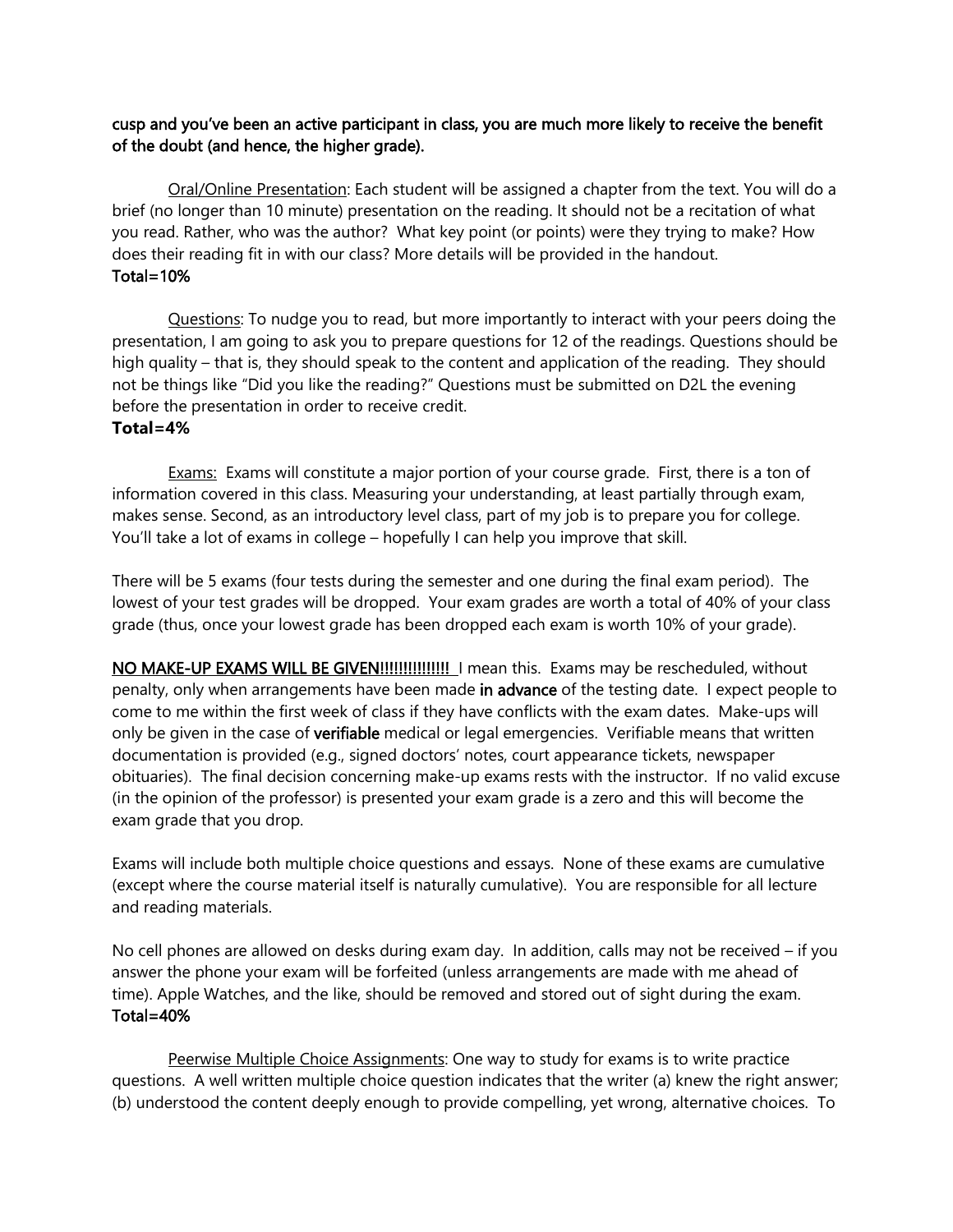**cusp and you've been an active participant in class, you are much more likely to receive the benefit of the doubt (and hence, the higher grade).**

Oral/Online Presentation: Each student will be assigned a chapter from the text. You will do a brief (no longer than 10 minute) presentation on the reading. It should not be a recitation of what you read. Rather, who was the author? What key point (or points) were they trying to make? How does their reading fit in with our class? More details will be provided in the handout.
**Total=10%**

Questions: To nudge you to read, but more importantly to interact with your peers doing the presentation, I am going to ask you to prepare questions for 12 of the readings. Questions should be high quality – that is, they should speak to the content and application of the reading. They should not be things like "Did you like the reading?" Questions must be submitted on D2L the evening before the presentation in order to receive credit.
**Total=4%**

Exams: Exams will constitute a major portion of your course grade. First, there is a ton of information covered in this class. Measuring your understanding, at least partially through exam, makes sense. Second, as an introductory level class, part of my job is to prepare you for college. You'll take a lot of exams in college – hopefully I can help you improve that skill.

There will be 5 exams (four tests during the semester and one during the final exam period). The lowest of your test grades will be dropped. Your exam grades are worth a total of 40% of your class grade (thus, once your lowest grade has been dropped each exam is worth 10% of your grade).

**NO MAKE-UP EXAMS WILL BE GIVEN!!!!!!!!!!!!!!!** I mean this. Exams may be rescheduled, without penalty, only when arrangements have been made **in advance** of the testing date. I expect people to come to me within the first week of class if they have conflicts with the exam dates. Make-ups will only be given in the case of **verifiable** medical or legal emergencies. Verifiable means that written documentation is provided (e.g., signed doctors' notes, court appearance tickets, newspaper obituaries). The final decision concerning make-up exams rests with the instructor. If no valid excuse (in the opinion of the professor) is presented your exam grade is a zero and this will become the exam grade that you drop.

Exams will include both multiple choice questions and essays. None of these exams are cumulative (except where the course material itself is naturally cumulative). You are responsible for all lecture and reading materials.

No cell phones are allowed on desks during exam day. In addition, calls may not be received – if you answer the phone your exam will be forfeited (unless arrangements are made with me ahead of time). Apple Watches, and the like, should be removed and stored out of sight during the exam.
**Total=40%**

Peerwise Multiple Choice Assignments: One way to study for exams is to write practice questions. A well written multiple choice question indicates that the writer (a) knew the right answer; (b) understood the content deeply enough to provide compelling, yet wrong, alternative choices. To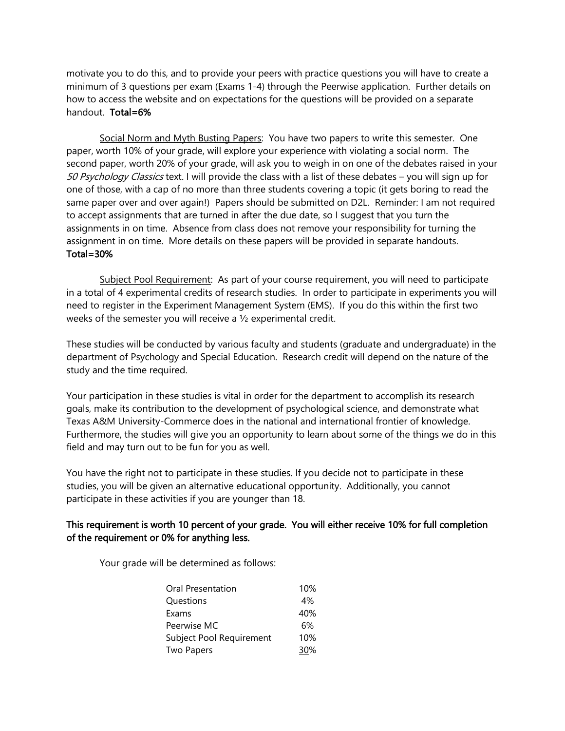motivate you to do this, and to provide your peers with practice questions you will have to create a minimum of 3 questions per exam (Exams 1-4) through the Peerwise application. Further details on how to access the website and on expectations for the questions will be provided on a separate handout. **Total=6%**

Social Norm and Myth Busting Papers: You have two papers to write this semester. One paper, worth 10% of your grade, will explore your experience with violating a social norm. The second paper, worth 20% of your grade, will ask you to weigh in on one of the debates raised in your *50 Psychology Classics* text. I will provide the class with a list of these debates – you will sign up for one of those, with a cap of no more than three students covering a topic (it gets boring to read the same paper over and over again!) Papers should be submitted on D2L. Reminder: I am not required to accept assignments that are turned in after the due date, so I suggest that you turn the assignments in on time. Absence from class does not remove your responsibility for turning the assignment in on time. More details on these papers will be provided in separate handouts. **Total=30%**

Subject Pool Requirement: As part of your course requirement, you will need to participate in a total of 4 experimental credits of research studies. In order to participate in experiments you will need to register in the Experiment Management System (EMS). If you do this within the first two weeks of the semester you will receive a ½ experimental credit.

These studies will be conducted by various faculty and students (graduate and undergraduate) in the department of Psychology and Special Education. Research credit will depend on the nature of the study and the time required.

Your participation in these studies is vital in order for the department to accomplish its research goals, make its contribution to the development of psychological science, and demonstrate what Texas A&M University-Commerce does in the national and international frontier of knowledge. Furthermore, the studies will give you an opportunity to learn about some of the things we do in this field and may turn out to be fun for you as well.

You have the right not to participate in these studies. If you decide not to participate in these studies, you will be given an alternative educational opportunity. Additionally, you cannot participate in these activities if you are younger than 18.

**This requirement is worth 10 percent of your grade. You will either receive 10% for full completion of the requirement or 0% for anything less.**

Your grade will be determined as follows:

| Component | Weight |
|---|---|
| Oral Presentation | 10% |
| Questions | 4% |
| Exams | 40% |
| Peerwise MC | 6% |
| Subject Pool Requirement | 10% |
| Two Papers | 30% |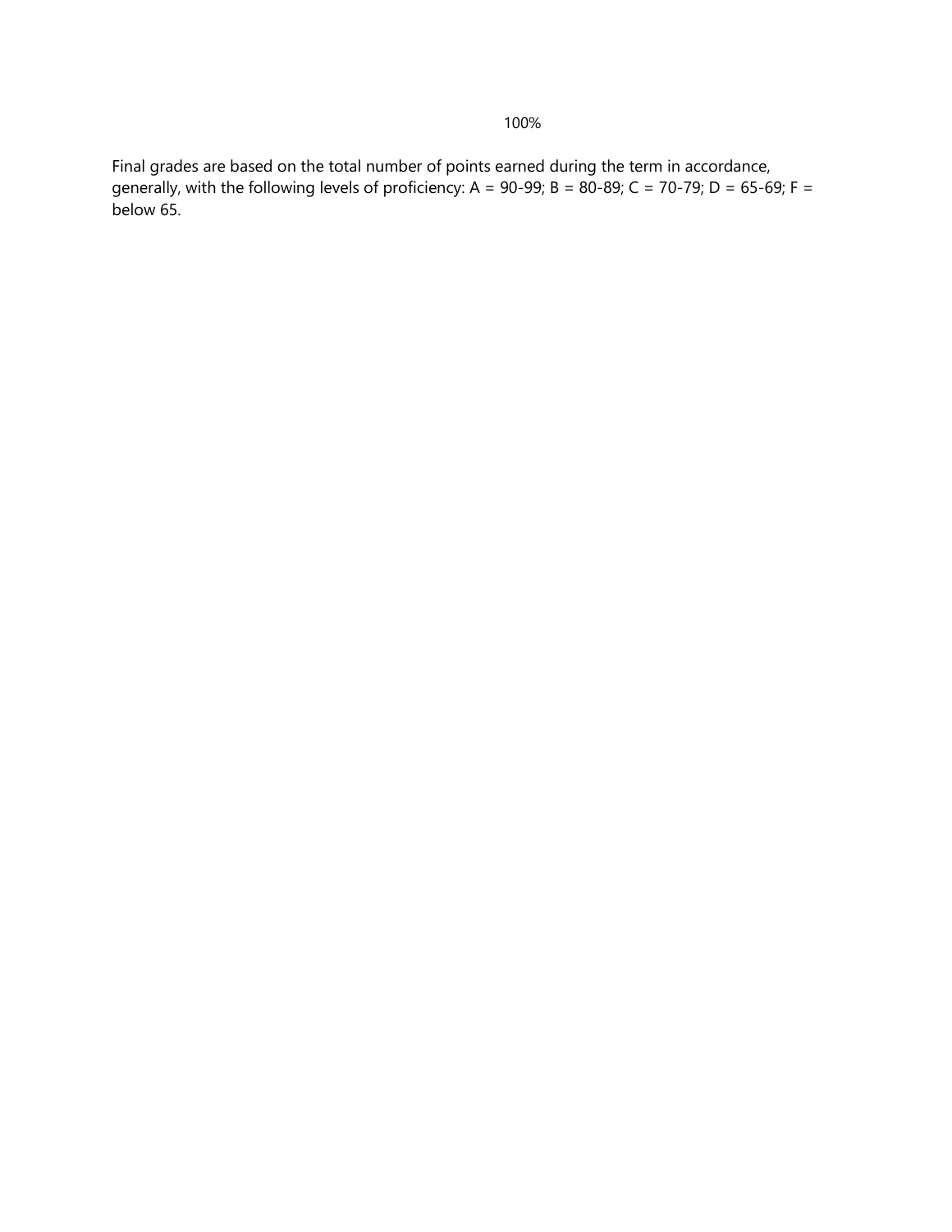100%

Final grades are based on the total number of points earned during the term in accordance, generally, with the following levels of proficiency: A = 90-99; B = 80-89; C = 70-79; D = 65-69; F = below 65.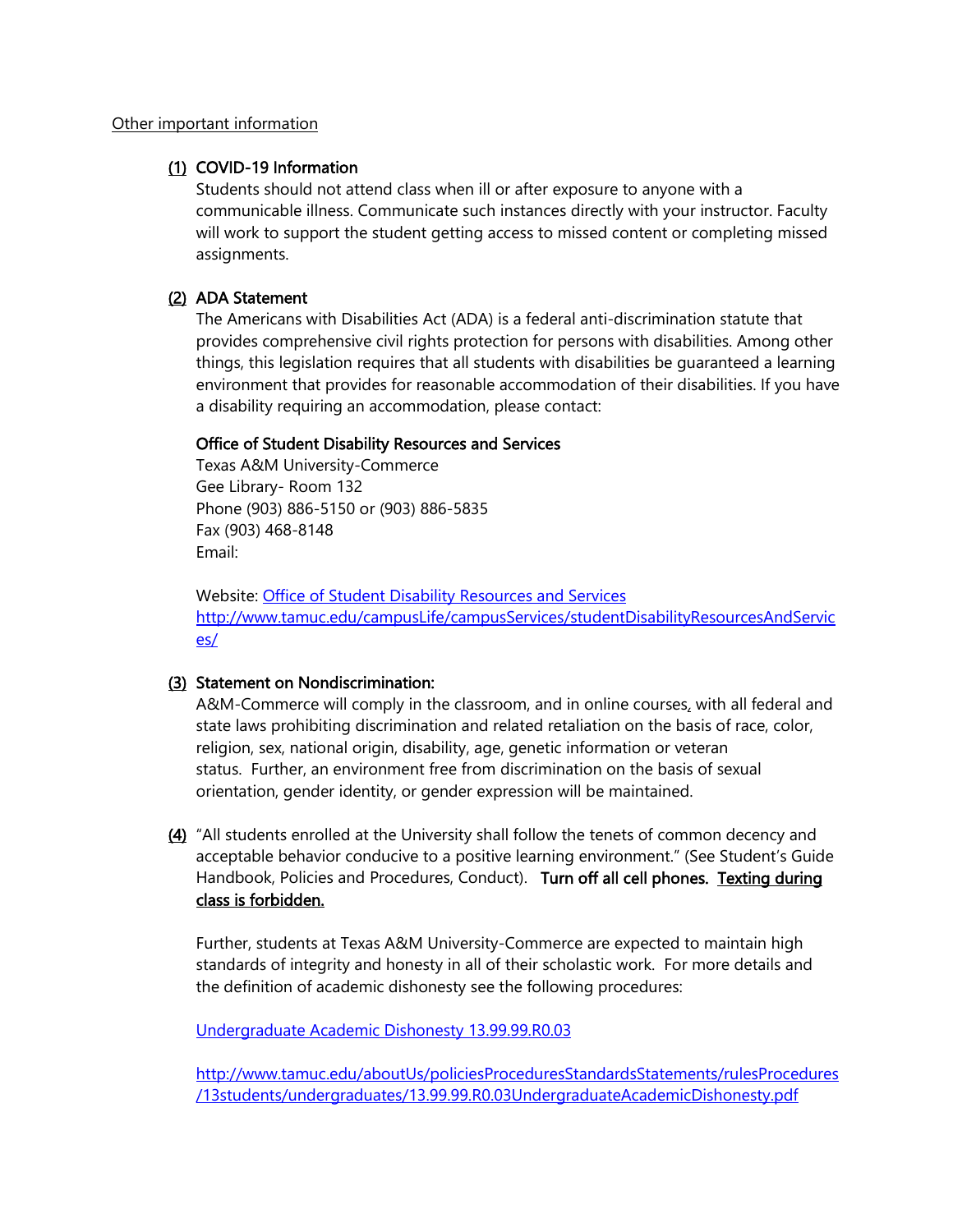Other important information

(1) **COVID-19 Information**
Students should not attend class when ill or after exposure to anyone with a communicable illness. Communicate such instances directly with your instructor. Faculty will work to support the student getting access to missed content or completing missed assignments.

(2) **ADA Statement**
The Americans with Disabilities Act (ADA) is a federal anti-discrimination statute that provides comprehensive civil rights protection for persons with disabilities. Among other things, this legislation requires that all students with disabilities be guaranteed a learning environment that provides for reasonable accommodation of their disabilities. If you have a disability requiring an accommodation, please contact:

**Office of Student Disability Resources and Services**
Texas A&M University-Commerce
Gee Library- Room 132
Phone (903) 886-5150 or (903) 886-5835
Fax (903) 468-8148
Email:

Website: [Office of Student Disability Resources and Services](http://www.tamuc.edu/campusLife/campusServices/studentDisabilityResourcesAndServices/)
http://www.tamuc.edu/campusLife/campusServices/studentDisabilityResourcesAndServices/

(3) **Statement on Nondiscrimination:**
A&M-Commerce will comply in the classroom, and in online courses, with all federal and state laws prohibiting discrimination and related retaliation on the basis of race, color, religion, sex, national origin, disability, age, genetic information or veteran status. Further, an environment free from discrimination on the basis of sexual orientation, gender identity, or gender expression will be maintained.

(4) "All students enrolled at the University shall follow the tenets of common decency and acceptable behavior conducive to a positive learning environment." (See Student's Guide Handbook, Policies and Procedures, Conduct). **Turn off all cell phones. Texting during class is forbidden.**

Further, students at Texas A&M University-Commerce are expected to maintain high standards of integrity and honesty in all of their scholastic work. For more details and the definition of academic dishonesty see the following procedures:

[Undergraduate Academic Dishonesty 13.99.99.R0.03](http://www.tamuc.edu/aboutUs/policiesProceduresStandardsStatements/rulesProcedures/13students/undergraduates/13.99.99.R0.03UndergraduateAcademicDishonesty.pdf)

http://www.tamuc.edu/aboutUs/policiesProceduresStandardsStatements/rulesProcedures/13students/undergraduates/13.99.99.R0.03UndergraduateAcademicDishonesty.pdf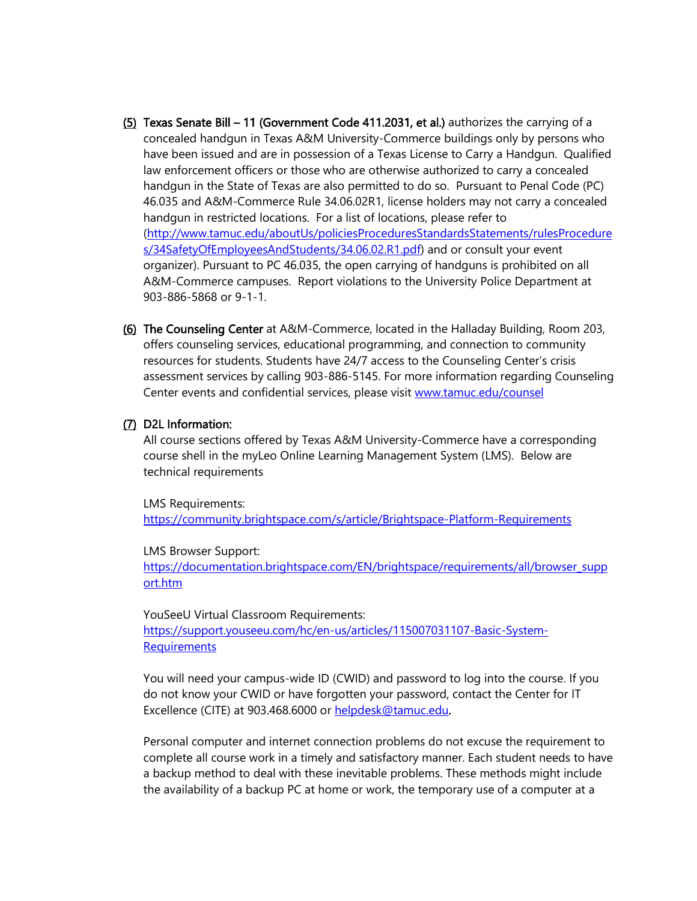(5) **Texas Senate Bill – 11 (Government Code 411.2031, et al.)** authorizes the carrying of a concealed handgun in Texas A&M University-Commerce buildings only by persons who have been issued and are in possession of a Texas License to Carry a Handgun. Qualified law enforcement officers or those who are otherwise authorized to carry a concealed handgun in the State of Texas are also permitted to do so. Pursuant to Penal Code (PC) 46.035 and A&M-Commerce Rule 34.06.02R1, license holders may not carry a concealed handgun in restricted locations. For a list of locations, please refer to (http://www.tamuc.edu/aboutUs/policiesProceduresStandardsStatements/rulesProcedures/34SafetyOfEmployeesAndStudents/34.06.02.R1.pdf) and or consult your event organizer). Pursuant to PC 46.035, the open carrying of handguns is prohibited on all A&M-Commerce campuses. Report violations to the University Police Department at 903-886-5868 or 9-1-1.

(6) **The Counseling Center** at A&M-Commerce, located in the Halladay Building, Room 203, offers counseling services, educational programming, and connection to community resources for students. Students have 24/7 access to the Counseling Center's crisis assessment services by calling 903-886-5145. For more information regarding Counseling Center events and confidential services, please visit www.tamuc.edu/counsel

(7) **D2L Information:**

All course sections offered by Texas A&M University-Commerce have a corresponding course shell in the myLeo Online Learning Management System (LMS). Below are technical requirements

LMS Requirements:
https://community.brightspace.com/s/article/Brightspace-Platform-Requirements

LMS Browser Support:
https://documentation.brightspace.com/EN/brightspace/requirements/all/browser_support.htm

YouSeeU Virtual Classroom Requirements:
https://support.youseeu.com/hc/en-us/articles/115007031107-Basic-System-Requirements

You will need your campus-wide ID (CWID) and password to log into the course. If you do not know your CWID or have forgotten your password, contact the Center for IT Excellence (CITE) at 903.468.6000 or helpdesk@tamuc.edu.

Personal computer and internet connection problems do not excuse the requirement to complete all course work in a timely and satisfactory manner. Each student needs to have a backup method to deal with these inevitable problems. These methods might include the availability of a backup PC at home or work, the temporary use of a computer at a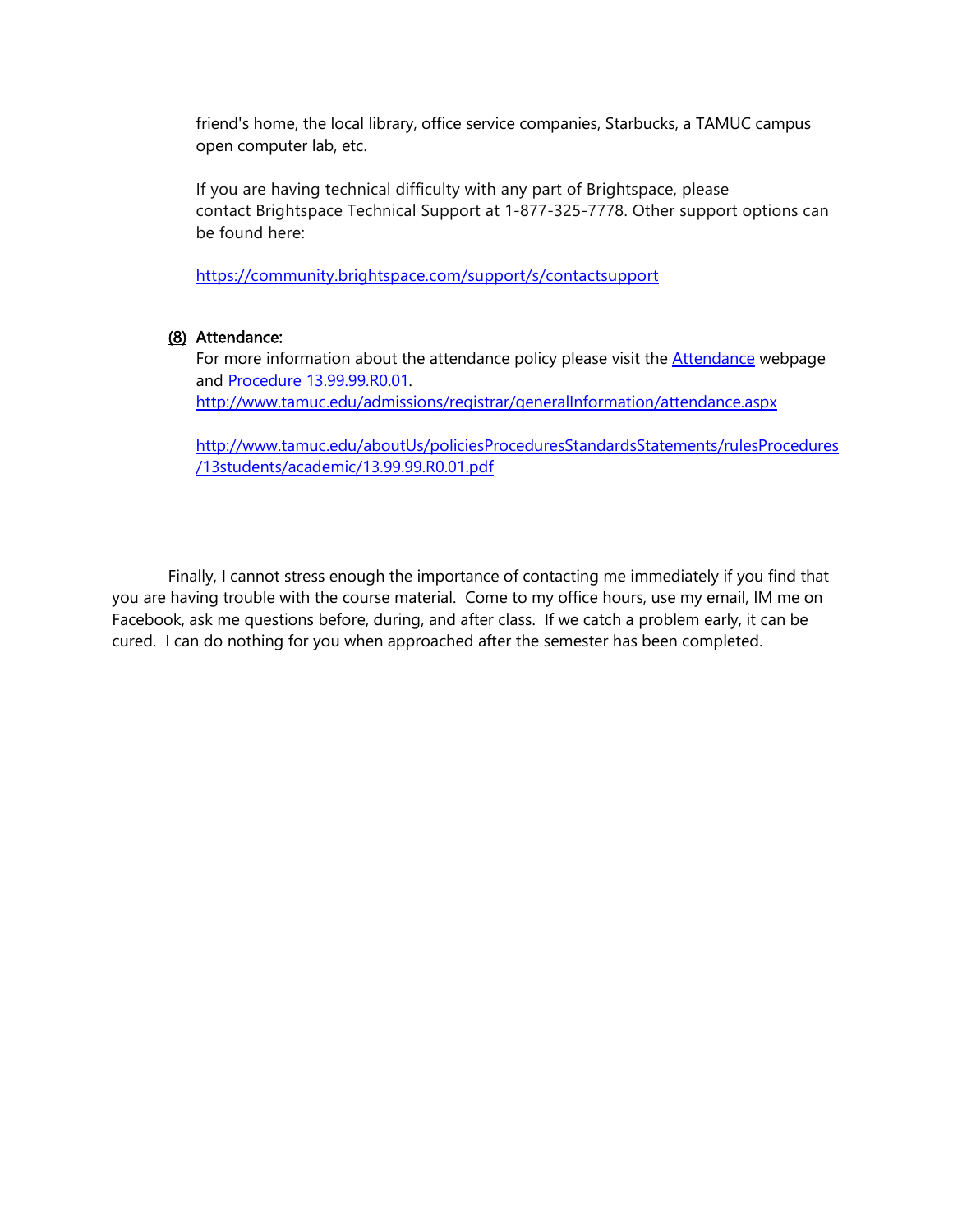friend's home, the local library, office service companies, Starbucks, a TAMUC campus open computer lab, etc.

If you are having technical difficulty with any part of Brightspace, please contact Brightspace Technical Support at 1-877-325-7778. Other support options can be found here:

https://community.brightspace.com/support/s/contactsupport

(8) **Attendance:**

For more information about the attendance policy please visit the Attendance webpage and Procedure 13.99.99.R0.01.
http://www.tamuc.edu/admissions/registrar/generalInformation/attendance.aspx

http://www.tamuc.edu/aboutUs/policiesProceduresStandardsStatements/rulesProcedures/13students/academic/13.99.99.R0.01.pdf

Finally, I cannot stress enough the importance of contacting me immediately if you find that you are having trouble with the course material. Come to my office hours, use my email, IM me on Facebook, ask me questions before, during, and after class. If we catch a problem early, it can be cured. I can do nothing for you when approached after the semester has been completed.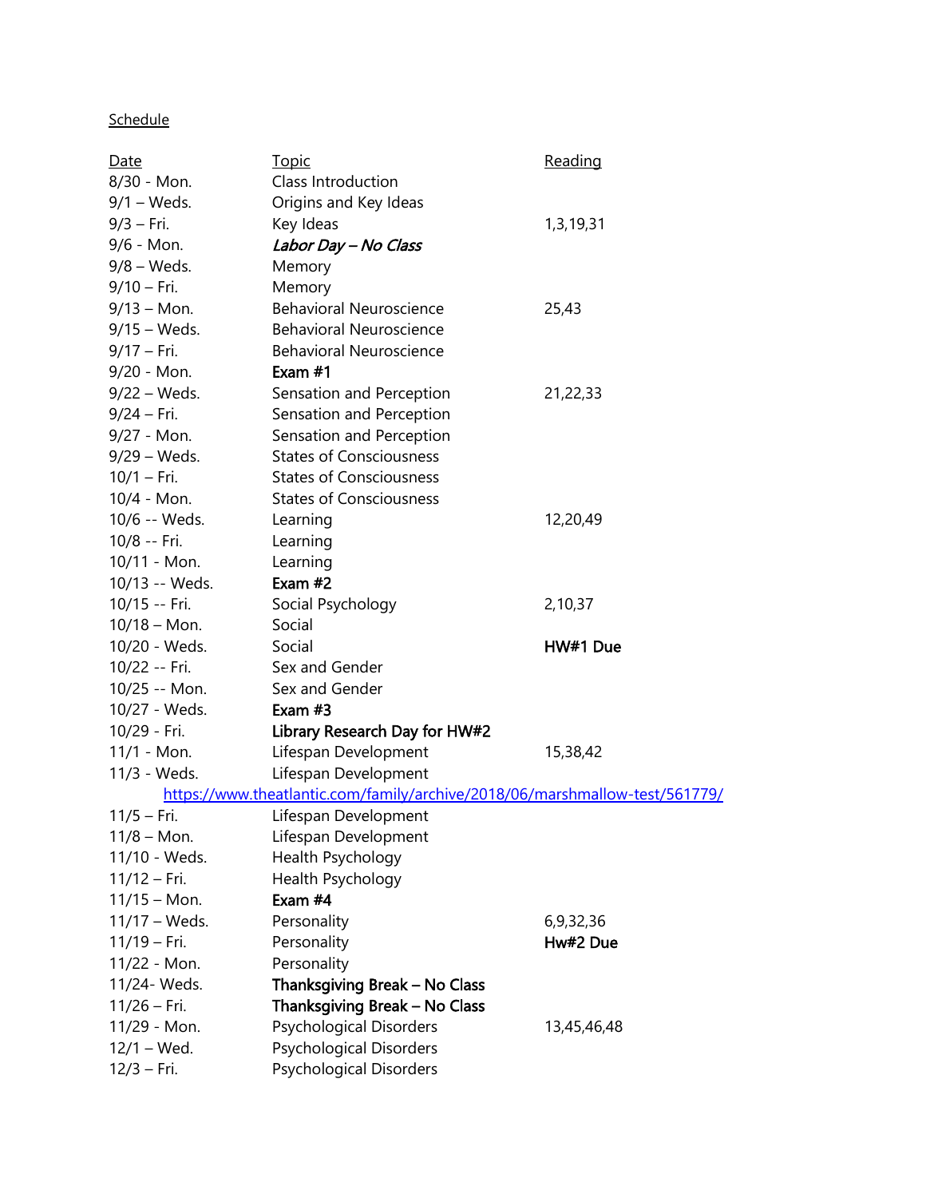Schedule

| Date | Topic | Reading |
|---|---|---|
| 8/30 - Mon. | Class Introduction | |
| 9/1 – Weds. | Origins and Key Ideas | |
| 9/3 – Fri. | Key Ideas | 1,3,19,31 |
| 9/6 - Mon. | ***Labor Day – No Class*** | |
| 9/8 – Weds. | Memory | |
| 9/10 – Fri. | Memory | |
| 9/13 – Mon. | Behavioral Neuroscience | 25,43 |
| 9/15 – Weds. | Behavioral Neuroscience | |
| 9/17 – Fri. | Behavioral Neuroscience | |
| 9/20 - Mon. | **Exam #1** | |
| 9/22 – Weds. | Sensation and Perception | 21,22,33 |
| 9/24 – Fri. | Sensation and Perception | |
| 9/27 - Mon. | Sensation and Perception | |
| 9/29 – Weds. | States of Consciousness | |
| 10/1 – Fri. | States of Consciousness | |
| 10/4 - Mon. | States of Consciousness | |
| 10/6 -- Weds. | Learning | 12,20,49 |
| 10/8 -- Fri. | Learning | |
| 10/11 - Mon. | Learning | |
| 10/13 -- Weds. | **Exam #2** | |
| 10/15 -- Fri. | Social Psychology | 2,10,37 |
| 10/18 – Mon. | Social | |
| 10/20 - Weds. | Social | **HW#1 Due** |
| 10/22 -- Fri. | Sex and Gender | |
| 10/25 -- Mon. | Sex and Gender | |
| 10/27 - Weds. | **Exam #3** | |
| 10/29 - Fri. | **Library Research Day for HW#2** | |
| 11/1 - Mon. | Lifespan Development | 15,38,42 |
| 11/3 - Weds. | Lifespan Development | |

https://www.theatlantic.com/family/archive/2018/06/marshmallow-test/561779/

| Date | Topic | Reading |
|---|---|---|
| 11/5 – Fri. | Lifespan Development | |
| 11/8 – Mon. | Lifespan Development | |
| 11/10 - Weds. | Health Psychology | |
| 11/12 – Fri. | Health Psychology | |
| 11/15 – Mon. | **Exam #4** | |
| 11/17 – Weds. | Personality | 6,9,32,36 |
| 11/19 – Fri. | Personality | **Hw#2 Due** |
| 11/22 - Mon. | Personality | |
| 11/24- Weds. | **Thanksgiving Break – No Class** | |
| 11/26 – Fri. | **Thanksgiving Break – No Class** | |
| 11/29 - Mon. | Psychological Disorders | 13,45,46,48 |
| 12/1 – Wed. | Psychological Disorders | |
| 12/3 – Fri. | Psychological Disorders | |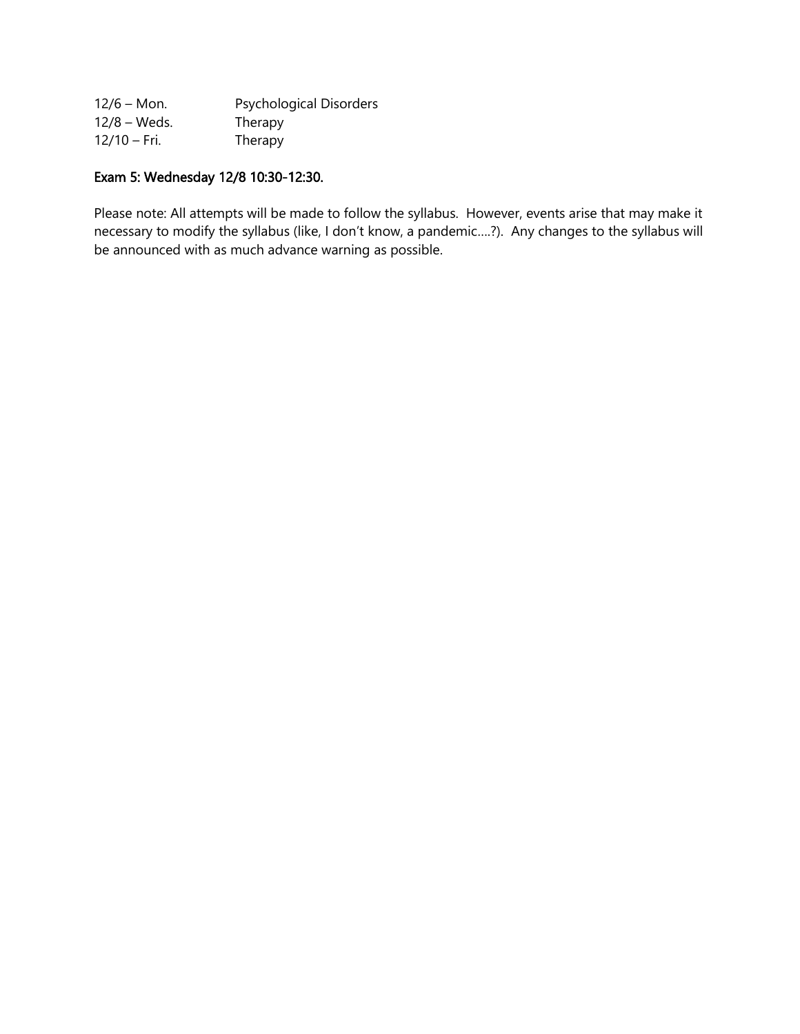| | |
|---|---|
| 12/6 – Mon. | Psychological Disorders |
| 12/8 – Weds. | Therapy |
| 12/10 – Fri. | Therapy |

**Exam 5: Wednesday 12/8 10:30-12:30.**

Please note: All attempts will be made to follow the syllabus. However, events arise that may make it necessary to modify the syllabus (like, I don't know, a pandemic….?). Any changes to the syllabus will be announced with as much advance warning as possible.